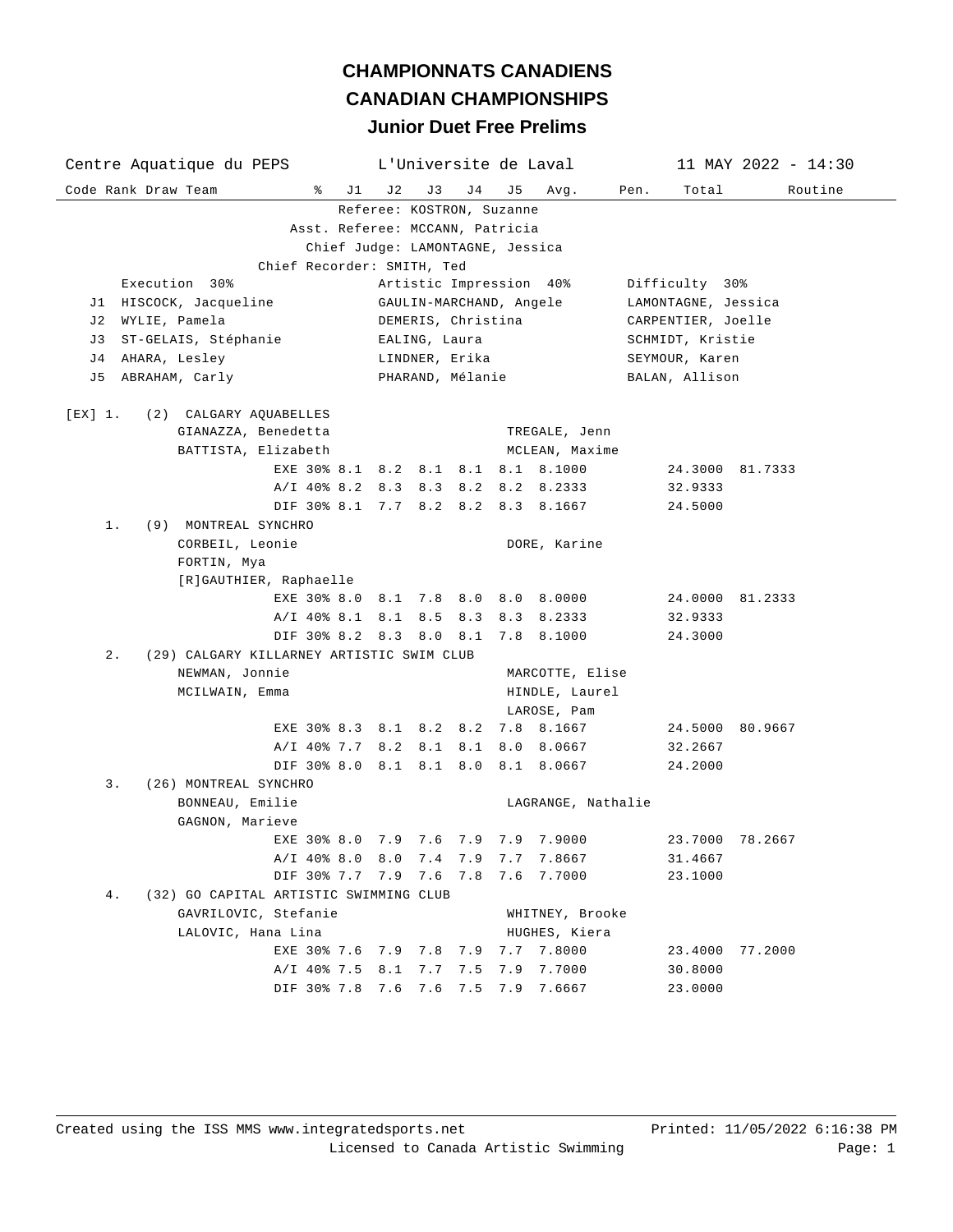# CHAMPIONNATS CANADIENS

# CANADIAN CHAMPIONSHIPS

## Junior Duet Free Prelims

Centre Aquatique du PEPS | L'Universite de Laval | 11 MAY 2022 - 14:30

Referee: KOSTRON, Suzanne
Asst. Referee: MCCANN, Patricia
Chief Judge: LAMONTAGNE, Jessica
Chief Recorder: SMITH, Ted

| | Execution 30% | Artistic Impression 40% | Difficulty 30% |
|---|---|---|---|
| J1 | HISCOCK, Jacqueline | GAULIN-MARCHAND, Angele | LAMONTAGNE, Jessica |
| J2 | WYLIE, Pamela | DEMERIS, Christina | CARPENTIER, Joelle |
| J3 | ST-GELAIS, Stéphanie | EALING, Laura | SCHMIDT, Kristie |
| J4 | AHARA, Lesley | LINDNER, Erika | SEYMOUR, Karen |
| J5 | ABRAHAM, Carly | PHARAND, Mélanie | BALAN, Allison |

| Code | Rank | Draw | Team | % | J1 | J2 | J3 | J4 | J5 | Avg. | Pen. | Total | Routine |
|---|---|---|---|---|---|---|---|---|---|---|---|---|---|
| [EX] | 1. | (2) | CALGARY AQUABELLES | | | | | | | | | | |
| | | | GIANAZZA, Benedetta; BATTISTA, Elizabeth | | | | | | | | | | |
| | | | Coaches: TREGALE, Jenn; MCLEAN, Maxime | | | | | | | | | | |
| | | | | EXE 30% | 8.1 | 8.2 | 8.1 | 8.1 | 8.1 | 8.1000 | | 24.3000 | 81.7333 |
| | | | | A/I 40% | 8.2 | 8.3 | 8.3 | 8.2 | 8.2 | 8.2333 | | 32.9333 | |
| | | | | DIF 30% | 8.1 | 7.7 | 8.2 | 8.2 | 8.3 | 8.1667 | | 24.5000 | |
| | 1. | (9) | MONTREAL SYNCHRO | | | | | | | | | | |
| | | | CORBEIL, Leonie; FORTIN, Mya; [R]GAUTHIER, Raphaelle | | | | | | | | | | |
| | | | Coach: DORE, Karine | | | | | | | | | | |
| | | | | EXE 30% | 8.0 | 8.1 | 7.8 | 8.0 | 8.0 | 8.0000 | | 24.0000 | 81.2333 |
| | | | | A/I 40% | 8.1 | 8.1 | 8.5 | 8.3 | 8.3 | 8.2333 | | 32.9333 | |
| | | | | DIF 30% | 8.2 | 8.3 | 8.0 | 8.1 | 7.8 | 8.1000 | | 24.3000 | |
| | 2. | (29) | CALGARY KILLARNEY ARTISTIC SWIM CLUB | | | | | | | | | | |
| | | | NEWMAN, Jonnie; MCILWAIN, Emma | | | | | | | | | | |
| | | | Coaches: MARCOTTE, Elise; HINDLE, Laurel; LAROSE, Pam | | | | | | | | | | |
| | | | | EXE 30% | 8.3 | 8.1 | 8.2 | 8.2 | 7.8 | 8.1667 | | 24.5000 | 80.9667 |
| | | | | A/I 40% | 7.7 | 8.2 | 8.1 | 8.1 | 8.0 | 8.0667 | | 32.2667 | |
| | | | | DIF 30% | 8.0 | 8.1 | 8.1 | 8.0 | 8.1 | 8.0667 | | 24.2000 | |
| | 3. | (26) | MONTREAL SYNCHRO | | | | | | | | | | |
| | | | BONNEAU, Emilie; GAGNON, Marieve | | | | | | | | | | |
| | | | Coach: LAGRANGE, Nathalie | | | | | | | | | | |
| | | | | EXE 30% | 8.0 | 7.9 | 7.6 | 7.9 | 7.9 | 7.9000 | | 23.7000 | 78.2667 |
| | | | | A/I 40% | 8.0 | 8.0 | 7.4 | 7.9 | 7.7 | 7.8667 | | 31.4667 | |
| | | | | DIF 30% | 7.7 | 7.9 | 7.6 | 7.8 | 7.6 | 7.7000 | | 23.1000 | |
| | 4. | (32) | GO CAPITAL ARTISTIC SWIMMING CLUB | | | | | | | | | | |
| | | | GAVRILOVIC, Stefanie; LALOVIC, Hana Lina | | | | | | | | | | |
| | | | Coaches: WHITNEY, Brooke; HUGHES, Kiera | | | | | | | | | | |
| | | | | EXE 30% | 7.6 | 7.9 | 7.8 | 7.9 | 7.7 | 7.8000 | | 23.4000 | 77.2000 |
| | | | | A/I 40% | 7.5 | 8.1 | 7.7 | 7.5 | 7.9 | 7.7000 | | 30.8000 | |
| | | | | DIF 30% | 7.8 | 7.6 | 7.6 | 7.5 | 7.9 | 7.6667 | | 23.0000 | |

Created using the ISS MMS www.integratedsports.net — Licensed to Canada Artistic Swimming — Printed: 11/05/2022 6:16:38 PM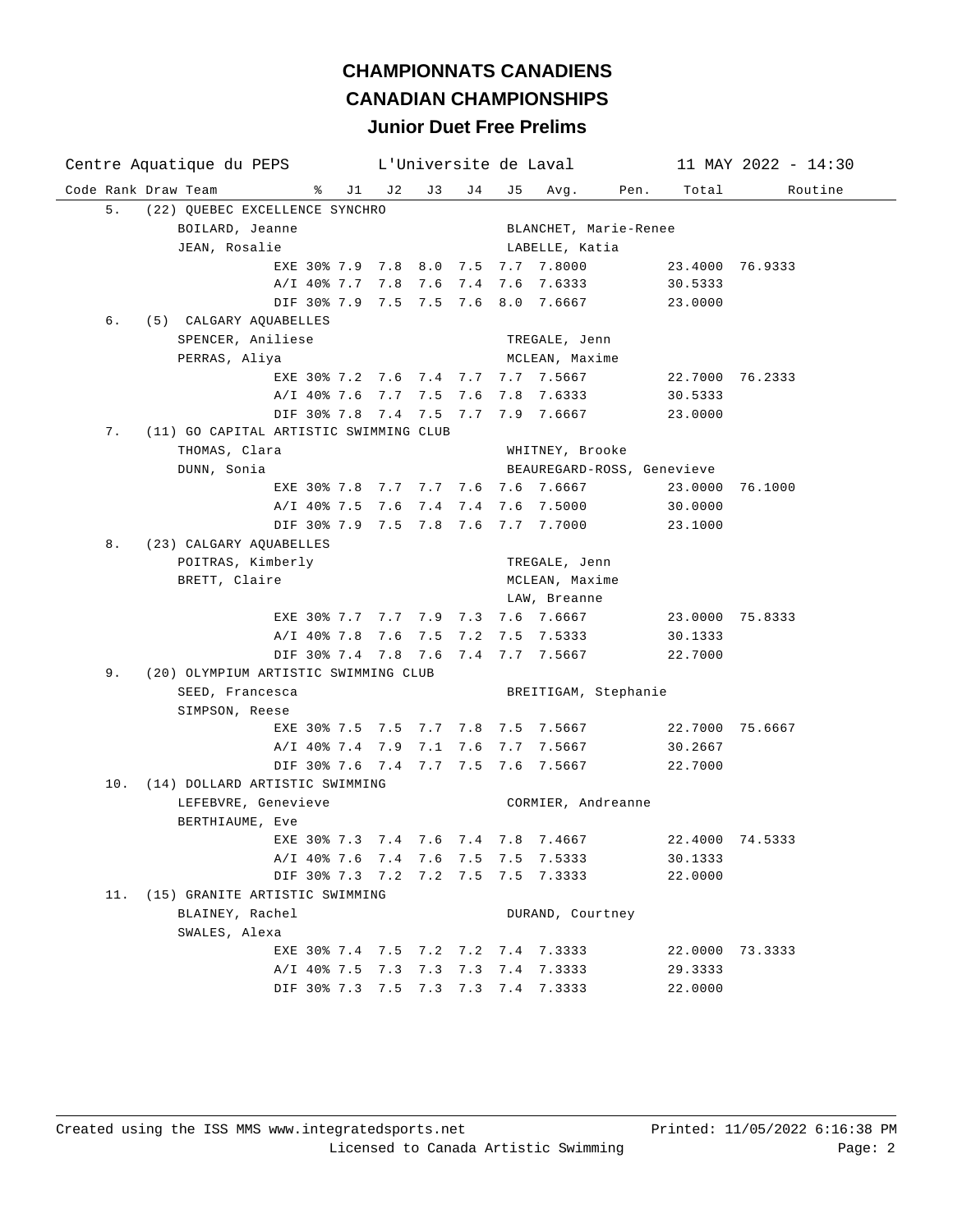# CHAMPIONNATS CANADIENS

## CANADIAN CHAMPIONSHIPS

### Junior Duet Free Prelims

Centre Aquatique du PEPS — L'Universite de Laval — 11 MAY 2022 - 14:30

| Code | Rank | Draw | Team | % | J1 | J2 | J3 | J4 | J5 | Avg. | Pen. | Total | Routine |
|---|---|---|---|---|---|---|---|---|---|---|---|---|---|
| | 5. | (22) | QUEBEC EXCELLENCE SYNCHRO | | | | | | | | | | |
| | | | BOILARD, Jeanne / JEAN, Rosalie | | | | | | | BLANCHET, Marie-Renee / LABELLE, Katia | | | |
| | | | | EXE 30% | 7.9 | 7.8 | 8.0 | 7.5 | 7.7 | 7.8000 | | 23.4000 | 76.9333 |
| | | | | A/I 40% | 7.7 | 7.8 | 7.6 | 7.4 | 7.6 | 7.6333 | | 30.5333 | |
| | | | | DIF 30% | 7.9 | 7.5 | 7.5 | 7.6 | 8.0 | 7.6667 | | 23.0000 | |
| | 6. | (5) | CALGARY AQUABELLES | | | | | | | | | | |
| | | | SPENCER, Aniliese / PERRAS, Aliya | | | | | | | TREGALE, Jenn / MCLEAN, Maxime | | | |
| | | | | EXE 30% | 7.2 | 7.6 | 7.4 | 7.7 | 7.7 | 7.5667 | | 22.7000 | 76.2333 |
| | | | | A/I 40% | 7.6 | 7.7 | 7.5 | 7.6 | 7.8 | 7.6333 | | 30.5333 | |
| | | | | DIF 30% | 7.8 | 7.4 | 7.5 | 7.7 | 7.9 | 7.6667 | | 23.0000 | |
| | 7. | (11) | GO CAPITAL ARTISTIC SWIMMING CLUB | | | | | | | | | | |
| | | | THOMAS, Clara / DUNN, Sonia | | | | | | | WHITNEY, Brooke / BEAUREGARD-ROSS, Genevieve | | | |
| | | | | EXE 30% | 7.8 | 7.7 | 7.7 | 7.6 | 7.6 | 7.6667 | | 23.0000 | 76.1000 |
| | | | | A/I 40% | 7.5 | 7.6 | 7.4 | 7.4 | 7.6 | 7.5000 | | 30.0000 | |
| | | | | DIF 30% | 7.9 | 7.5 | 7.8 | 7.6 | 7.7 | 7.7000 | | 23.1000 | |
| | 8. | (23) | CALGARY AQUABELLES | | | | | | | | | | |
| | | | POITRAS, Kimberly / BRETT, Claire | | | | | | | TREGALE, Jenn / MCLEAN, Maxime / LAW, Breanne | | | |
| | | | | EXE 30% | 7.7 | 7.7 | 7.9 | 7.3 | 7.6 | 7.6667 | | 23.0000 | 75.8333 |
| | | | | A/I 40% | 7.8 | 7.6 | 7.5 | 7.2 | 7.5 | 7.5333 | | 30.1333 | |
| | | | | DIF 30% | 7.4 | 7.8 | 7.6 | 7.4 | 7.7 | 7.5667 | | 22.7000 | |
| | 9. | (20) | OLYMPIUM ARTISTIC SWIMMING CLUB | | | | | | | | | | |
| | | | SEED, Francesca / SIMPSON, Reese | | | | | | | BREITIGAM, Stephanie | | | |
| | | | | EXE 30% | 7.5 | 7.5 | 7.7 | 7.8 | 7.5 | 7.5667 | | 22.7000 | 75.6667 |
| | | | | A/I 40% | 7.4 | 7.9 | 7.1 | 7.6 | 7.7 | 7.5667 | | 30.2667 | |
| | | | | DIF 30% | 7.6 | 7.4 | 7.7 | 7.5 | 7.6 | 7.5667 | | 22.7000 | |
| | 10. | (14) | DOLLARD ARTISTIC SWIMMING | | | | | | | | | | |
| | | | LEFEBVRE, Genevieve / BERTHIAUME, Eve | | | | | | | CORMIER, Andreanne | | | |
| | | | | EXE 30% | 7.3 | 7.4 | 7.6 | 7.4 | 7.8 | 7.4667 | | 22.4000 | 74.5333 |
| | | | | A/I 40% | 7.6 | 7.4 | 7.6 | 7.5 | 7.5 | 7.5333 | | 30.1333 | |
| | | | | DIF 30% | 7.3 | 7.2 | 7.2 | 7.5 | 7.5 | 7.3333 | | 22.0000 | |
| | 11. | (15) | GRANITE ARTISTIC SWIMMING | | | | | | | | | | |
| | | | BLAINEY, Rachel / SWALES, Alexa | | | | | | | DURAND, Courtney | | | |
| | | | | EXE 30% | 7.4 | 7.5 | 7.2 | 7.2 | 7.4 | 7.3333 | | 22.0000 | 73.3333 |
| | | | | A/I 40% | 7.5 | 7.3 | 7.3 | 7.3 | 7.4 | 7.3333 | | 29.3333 | |
| | | | | DIF 30% | 7.3 | 7.5 | 7.3 | 7.3 | 7.4 | 7.3333 | | 22.0000 | |

Created using the ISS MMS www.integratedsports.net — Licensed to Canada Artistic Swimming — Printed: 11/05/2022 6:16:38 PM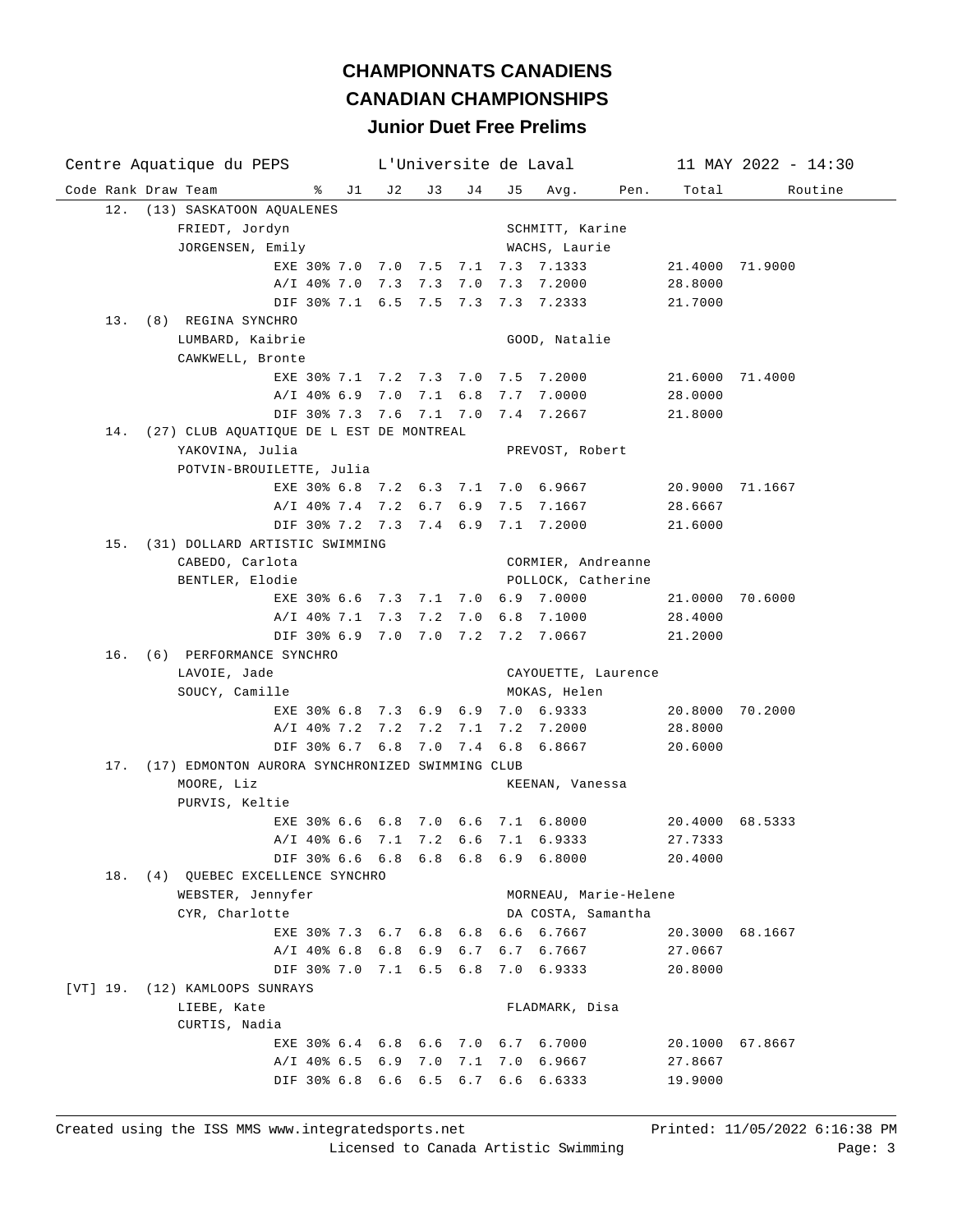# CHAMPIONNATS CANADIENS

# CANADIAN CHAMPIONSHIPS

## Junior Duet Free Prelims

Centre Aquatique du PEPS — L'Universite de Laval — 11 MAY 2022 - 14:30

| Code | Rank | Draw | Team | % | J1 | J2 | J3 | J4 | J5 | Avg. | Pen. | Total | Routine |
|---|---|---|---|---|---|---|---|---|---|---|---|---|---|
| | 12. | (13) | SASKATOON AQUALENES | | | | | | | | | | |
| | | | FRIEDT, Jordyn | | | | | | | SCHMITT, Karine | | | |
| | | | JORGENSEN, Emily | | | | | | | WACHS, Laurie | | | |
| | | | EXE | 30% | 7.0 | 7.0 | 7.5 | 7.1 | 7.3 | 7.1333 | | 21.4000 | 71.9000 |
| | | | A/I | 40% | 7.0 | 7.3 | 7.3 | 7.0 | 7.3 | 7.2000 | | 28.8000 | |
| | | | DIF | 30% | 7.1 | 6.5 | 7.5 | 7.3 | 7.3 | 7.2333 | | 21.7000 | |
| | 13. | (8) | REGINA SYNCHRO | | | | | | | | | | |
| | | | LUMBARD, Kaibrie | | | | | | | GOOD, Natalie | | | |
| | | | CAWKWELL, Bronte | | | | | | | | | | |
| | | | EXE | 30% | 7.1 | 7.2 | 7.3 | 7.0 | 7.5 | 7.2000 | | 21.6000 | 71.4000 |
| | | | A/I | 40% | 6.9 | 7.0 | 7.1 | 6.8 | 7.7 | 7.0000 | | 28.0000 | |
| | | | DIF | 30% | 7.3 | 7.6 | 7.1 | 7.0 | 7.4 | 7.2667 | | 21.8000 | |
| | 14. | (27) | CLUB AQUATIQUE DE L EST DE MONTREAL | | | | | | | | | | |
| | | | YAKOVINA, Julia | | | | | | | PREVOST, Robert | | | |
| | | | POTVIN-BROUILETTE, Julia | | | | | | | | | | |
| | | | EXE | 30% | 6.8 | 7.2 | 6.3 | 7.1 | 7.0 | 6.9667 | | 20.9000 | 71.1667 |
| | | | A/I | 40% | 7.4 | 7.2 | 6.7 | 6.9 | 7.5 | 7.1667 | | 28.6667 | |
| | | | DIF | 30% | 7.2 | 7.3 | 7.4 | 6.9 | 7.1 | 7.2000 | | 21.6000 | |
| | 15. | (31) | DOLLARD ARTISTIC SWIMMING | | | | | | | | | | |
| | | | CABEDO, Carlota | | | | | | | CORMIER, Andreanne | | | |
| | | | BENTLER, Elodie | | | | | | | POLLOCK, Catherine | | | |
| | | | EXE | 30% | 6.6 | 7.3 | 7.1 | 7.0 | 6.9 | 7.0000 | | 21.0000 | 70.6000 |
| | | | A/I | 40% | 7.1 | 7.3 | 7.2 | 7.0 | 6.8 | 7.1000 | | 28.4000 | |
| | | | DIF | 30% | 6.9 | 7.0 | 7.0 | 7.2 | 7.2 | 7.0667 | | 21.2000 | |
| | 16. | (6) | PERFORMANCE SYNCHRO | | | | | | | | | | |
| | | | LAVOIE, Jade | | | | | | | CAYOUETTE, Laurence | | | |
| | | | SOUCY, Camille | | | | | | | MOKAS, Helen | | | |
| | | | EXE | 30% | 6.8 | 7.3 | 6.9 | 6.9 | 7.0 | 6.9333 | | 20.8000 | 70.2000 |
| | | | A/I | 40% | 7.2 | 7.2 | 7.2 | 7.1 | 7.2 | 7.2000 | | 28.8000 | |
| | | | DIF | 30% | 6.7 | 6.8 | 7.0 | 7.4 | 6.8 | 6.8667 | | 20.6000 | |
| | 17. | (17) | EDMONTON AURORA SYNCHRONIZED SWIMMING CLUB | | | | | | | | | | |
| | | | MOORE, Liz | | | | | | | KEENAN, Vanessa | | | |
| | | | PURVIS, Keltie | | | | | | | | | | |
| | | | EXE | 30% | 6.6 | 6.8 | 7.0 | 6.6 | 7.1 | 6.8000 | | 20.4000 | 68.5333 |
| | | | A/I | 40% | 6.6 | 7.1 | 7.2 | 6.6 | 7.1 | 6.9333 | | 27.7333 | |
| | | | DIF | 30% | 6.6 | 6.8 | 6.8 | 6.8 | 6.9 | 6.8000 | | 20.4000 | |
| | 18. | (4) | QUEBEC EXCELLENCE SYNCHRO | | | | | | | | | | |
| | | | WEBSTER, Jennyfer | | | | | | | MORNEAU, Marie-Helene | | | |
| | | | CYR, Charlotte | | | | | | | DA COSTA, Samantha | | | |
| | | | EXE | 30% | 7.3 | 6.7 | 6.8 | 6.8 | 6.6 | 6.7667 | | 20.3000 | 68.1667 |
| | | | A/I | 40% | 6.8 | 6.8 | 6.9 | 6.7 | 6.7 | 6.7667 | | 27.0667 | |
| | | | DIF | 30% | 7.0 | 7.1 | 6.5 | 6.8 | 7.0 | 6.9333 | | 20.8000 | |
| [VT] | 19. | (12) | KAMLOOPS SUNRAYS | | | | | | | | | | |
| | | | LIEBE, Kate | | | | | | | FLADMARK, Disa | | | |
| | | | CURTIS, Nadia | | | | | | | | | | |
| | | | EXE | 30% | 6.4 | 6.8 | 6.6 | 7.0 | 6.7 | 6.7000 | | 20.1000 | 67.8667 |
| | | | A/I | 40% | 6.5 | 6.9 | 7.0 | 7.1 | 7.0 | 6.9667 | | 27.8667 | |
| | | | DIF | 30% | 6.8 | 6.6 | 6.5 | 6.7 | 6.6 | 6.6333 | | 19.9000 | |

Created using the ISS MMS www.integratedsports.net — Printed: 11/05/2022 6:16:38 PM

Licensed to Canada Artistic Swimming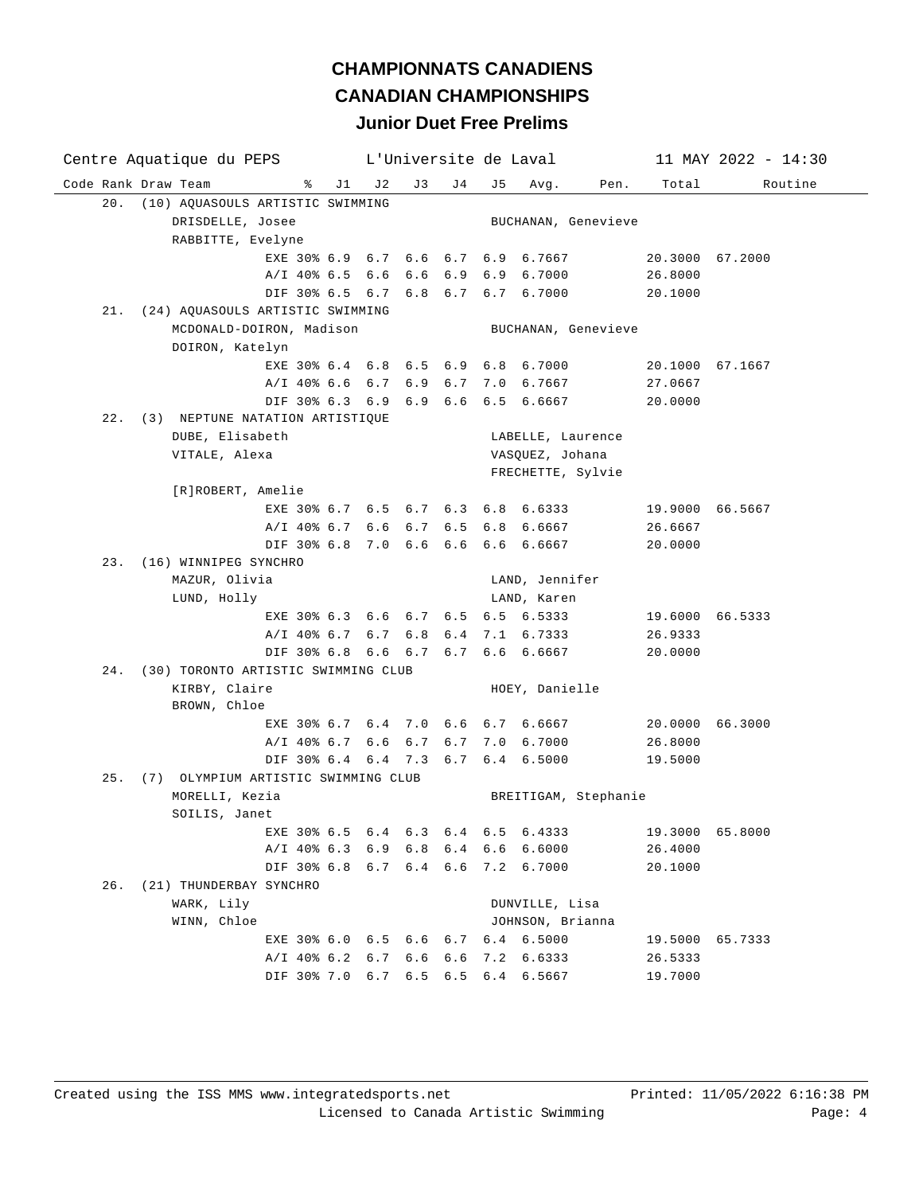# CHAMPIONNATS CANADIENS

# CANADIAN CHAMPIONSHIPS

### Junior Duet Free Prelims

Centre Aquatique du PEPS — L'Universite de Laval — 11 MAY 2022 - 14:30

| Code | Rank | Draw | Team | | % | J1 | J2 | J3 | J4 | J5 | Avg. | Pen. | Total | Routine |
|---|---|---|---|---|---|---|---|---|---|---|---|---|---|---|
| | 20. | (10) | AQUASOULS ARTISTIC SWIMMING | | | | | | | | | | | |
| | | | DRISDELLE, Josee | BUCHANAN, Genevieve | | | | | | | | | | |
| | | | RABBITTE, Evelyne | | | | | | | | | | | |
| | | | | EXE | 30% | 6.9 | 6.7 | 6.6 | 6.7 | 6.9 | 6.7667 | | 20.3000 | 67.2000 |
| | | | | A/I | 40% | 6.5 | 6.6 | 6.6 | 6.9 | 6.9 | 6.7000 | | 26.8000 | |
| | | | | DIF | 30% | 6.5 | 6.7 | 6.8 | 6.7 | 6.7 | 6.7000 | | 20.1000 | |
| | 21. | (24) | AQUASOULS ARTISTIC SWIMMING | | | | | | | | | | | |
| | | | MCDONALD-DOIRON, Madison | BUCHANAN, Genevieve | | | | | | | | | | |
| | | | DOIRON, Katelyn | | | | | | | | | | | |
| | | | | EXE | 30% | 6.4 | 6.8 | 6.5 | 6.9 | 6.8 | 6.7000 | | 20.1000 | 67.1667 |
| | | | | A/I | 40% | 6.6 | 6.7 | 6.9 | 6.7 | 7.0 | 6.7667 | | 27.0667 | |
| | | | | DIF | 30% | 6.3 | 6.9 | 6.9 | 6.6 | 6.5 | 6.6667 | | 20.0000 | |
| | 22. | (3) | NEPTUNE NATATION ARTISTIQUE | | | | | | | | | | | |
| | | | DUBE, Elisabeth | LABELLE, Laurence | | | | | | | | | | |
| | | | VITALE, Alexa | VASQUEZ, Johana | | | | | | | | | | |
| | | | | FRECHETTE, Sylvie | | | | | | | | | | |
| | | | [R]ROBERT, Amelie | | | | | | | | | | | |
| | | | | EXE | 30% | 6.7 | 6.5 | 6.7 | 6.3 | 6.8 | 6.6333 | | 19.9000 | 66.5667 |
| | | | | A/I | 40% | 6.7 | 6.6 | 6.7 | 6.5 | 6.8 | 6.6667 | | 26.6667 | |
| | | | | DIF | 30% | 6.8 | 7.0 | 6.6 | 6.6 | 6.6 | 6.6667 | | 20.0000 | |
| | 23. | (16) | WINNIPEG SYNCHRO | | | | | | | | | | | |
| | | | MAZUR, Olivia | LAND, Jennifer | | | | | | | | | | |
| | | | LUND, Holly | LAND, Karen | | | | | | | | | | |
| | | | | EXE | 30% | 6.3 | 6.6 | 6.7 | 6.5 | 6.5 | 6.5333 | | 19.6000 | 66.5333 |
| | | | | A/I | 40% | 6.7 | 6.7 | 6.8 | 6.4 | 7.1 | 6.7333 | | 26.9333 | |
| | | | | DIF | 30% | 6.8 | 6.6 | 6.7 | 6.7 | 6.6 | 6.6667 | | 20.0000 | |
| | 24. | (30) | TORONTO ARTISTIC SWIMMING CLUB | | | | | | | | | | | |
| | | | KIRBY, Claire | HOEY, Danielle | | | | | | | | | | |
| | | | BROWN, Chloe | | | | | | | | | | | |
| | | | | EXE | 30% | 6.7 | 6.4 | 7.0 | 6.6 | 6.7 | 6.6667 | | 20.0000 | 66.3000 |
| | | | | A/I | 40% | 6.7 | 6.6 | 6.7 | 6.7 | 7.0 | 6.7000 | | 26.8000 | |
| | | | | DIF | 30% | 6.4 | 6.4 | 7.3 | 6.7 | 6.4 | 6.5000 | | 19.5000 | |
| | 25. | (7) | OLYMPIUM ARTISTIC SWIMMING CLUB | | | | | | | | | | | |
| | | | MORELLI, Kezia | BREITIGAM, Stephanie | | | | | | | | | | |
| | | | SOILIS, Janet | | | | | | | | | | | |
| | | | | EXE | 30% | 6.5 | 6.4 | 6.3 | 6.4 | 6.5 | 6.4333 | | 19.3000 | 65.8000 |
| | | | | A/I | 40% | 6.3 | 6.9 | 6.8 | 6.4 | 6.6 | 6.6000 | | 26.4000 | |
| | | | | DIF | 30% | 6.8 | 6.7 | 6.4 | 6.6 | 7.2 | 6.7000 | | 20.1000 | |
| | 26. | (21) | THUNDERBAY SYNCHRO | | | | | | | | | | | |
| | | | WARK, Lily | DUNVILLE, Lisa | | | | | | | | | | |
| | | | WINN, Chloe | JOHNSON, Brianna | | | | | | | | | | |
| | | | | EXE | 30% | 6.0 | 6.5 | 6.6 | 6.7 | 6.4 | 6.5000 | | 19.5000 | 65.7333 |
| | | | | A/I | 40% | 6.2 | 6.7 | 6.6 | 6.6 | 7.2 | 6.6333 | | 26.5333 | |
| | | | | DIF | 30% | 7.0 | 6.7 | 6.5 | 6.5 | 6.4 | 6.5667 | | 19.7000 | |

Created using the ISS MMS www.integratedsports.net — Licensed to Canada Artistic Swimming — Printed: 11/05/2022 6:16:38 PM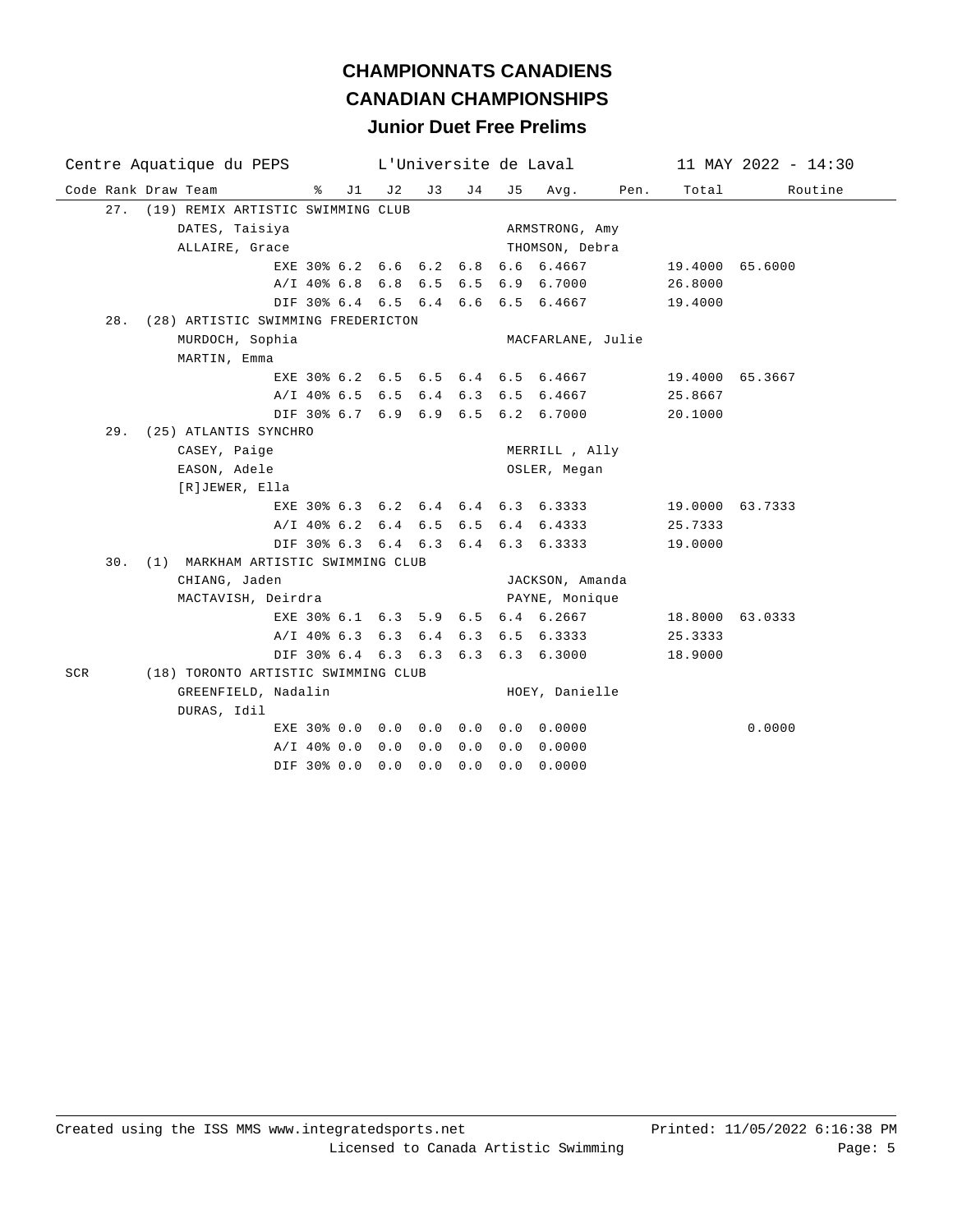# CHAMPIONNATS CANADIENS

# CANADIAN CHAMPIONSHIPS

## Junior Duet Free Prelims

Centre Aquatique du PEPS — L'Universite de Laval — 11 MAY 2022 - 14:30

| Code | Rank | Draw | Team | % | J1 | J2 | J3 | J4 | J5 | Avg. | Pen. | Total | Routine |
|---|---|---|---|---|---|---|---|---|---|---|---|---|---|
| | 27. | (19) | REMIX ARTISTIC SWIMMING CLUB | | | | | | | | | | |
| | | | DATES, Taisiya | | | | | | | ARMSTRONG, Amy | | | |
| | | | ALLAIRE, Grace | | | | | | | THOMSON, Debra | | | |
| | | | | EXE 30% | 6.2 | 6.6 | 6.2 | 6.8 | 6.6 | 6.4667 | | 19.4000 | 65.6000 |
| | | | | A/I 40% | 6.8 | 6.8 | 6.5 | 6.5 | 6.9 | 6.7000 | | 26.8000 | |
| | | | | DIF 30% | 6.4 | 6.5 | 6.4 | 6.6 | 6.5 | 6.4667 | | 19.4000 | |
| | 28. | (28) | ARTISTIC SWIMMING FREDERICTON | | | | | | | | | | |
| | | | MURDOCH, Sophia | | | | | | | MACFARLANE, Julie | | | |
| | | | MARTIN, Emma | | | | | | | | | | |
| | | | | EXE 30% | 6.2 | 6.5 | 6.5 | 6.4 | 6.5 | 6.4667 | | 19.4000 | 65.3667 |
| | | | | A/I 40% | 6.5 | 6.5 | 6.4 | 6.3 | 6.5 | 6.4667 | | 25.8667 | |
| | | | | DIF 30% | 6.7 | 6.9 | 6.9 | 6.5 | 6.2 | 6.7000 | | 20.1000 | |
| | 29. | (25) | ATLANTIS SYNCHRO | | | | | | | | | | |
| | | | CASEY, Paige | | | | | | | MERRILL , Ally | | | |
| | | | EASON, Adele | | | | | | | OSLER, Megan | | | |
| | | | [R]JEWER, Ella | | | | | | | | | | |
| | | | | EXE 30% | 6.3 | 6.2 | 6.4 | 6.4 | 6.3 | 6.3333 | | 19.0000 | 63.7333 |
| | | | | A/I 40% | 6.2 | 6.4 | 6.5 | 6.5 | 6.4 | 6.4333 | | 25.7333 | |
| | | | | DIF 30% | 6.3 | 6.4 | 6.3 | 6.4 | 6.3 | 6.3333 | | 19.0000 | |
| | 30. | (1) | MARKHAM ARTISTIC SWIMMING CLUB | | | | | | | | | | |
| | | | CHIANG, Jaden | | | | | | | JACKSON, Amanda | | | |
| | | | MACTAVISH, Deirdra | | | | | | | PAYNE, Monique | | | |
| | | | | EXE 30% | 6.1 | 6.3 | 5.9 | 6.5 | 6.4 | 6.2667 | | 18.8000 | 63.0333 |
| | | | | A/I 40% | 6.3 | 6.3 | 6.4 | 6.3 | 6.5 | 6.3333 | | 25.3333 | |
| | | | | DIF 30% | 6.4 | 6.3 | 6.3 | 6.3 | 6.3 | 6.3000 | | 18.9000 | |
| SCR | | (18) | TORONTO ARTISTIC SWIMMING CLUB | | | | | | | | | | |
| | | | GREENFIELD, Nadalin | | | | | | | HOEY, Danielle | | | |
| | | | DURAS, Idil | | | | | | | | | | |
| | | | | EXE 30% | 0.0 | 0.0 | 0.0 | 0.0 | 0.0 | 0.0000 | | | 0.0000 |
| | | | | A/I 40% | 0.0 | 0.0 | 0.0 | 0.0 | 0.0 | 0.0000 | | | |
| | | | | DIF 30% | 0.0 | 0.0 | 0.0 | 0.0 | 0.0 | 0.0000 | | | |

Created using the ISS MMS www.integratedsports.net — Printed: 11/05/2022 6:16:38 PM

Licensed to Canada Artistic Swimming